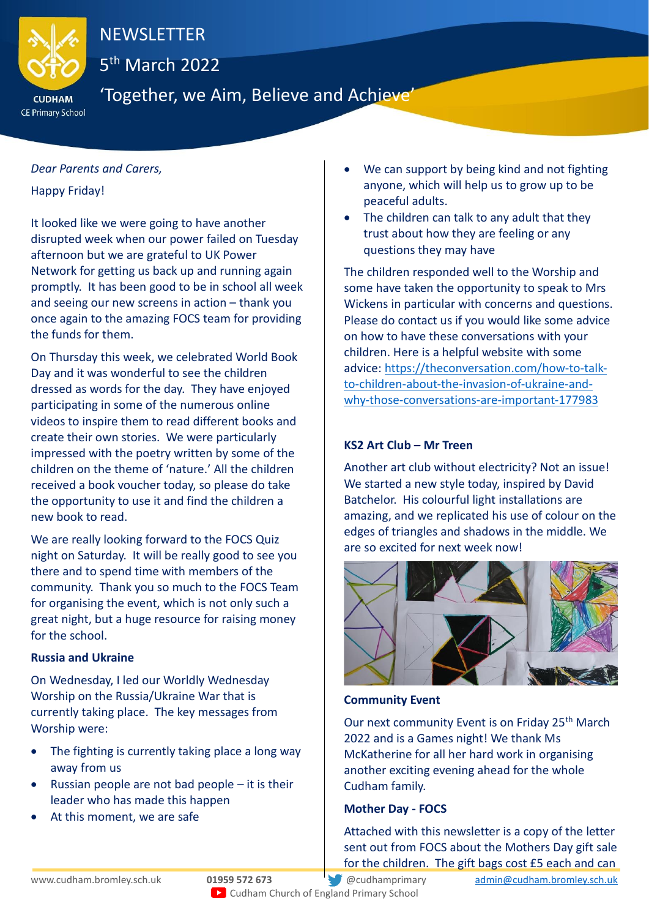# NEWSLETTER

5th March 2022

'Together, we Aim, Believe and Achieve'

CUDHAM CE Primary School

*Dear Parents and Carers,*

Happy Friday!

It looked like we were going to have another disrupted week when our power failed on Tuesday afternoon but we are grateful to UK Power Network for getting us back up and running again promptly. It has been good to be in school all week and seeing our new screens in action – thank you once again to the amazing FOCS team for providing the funds for them.

On Thursday this week, we celebrated World Book Day and it was wonderful to see the children dressed as words for the day. They have enjoyed participating in some of the numerous online videos to inspire them to read different books and create their own stories. We were particularly impressed with the poetry written by some of the children on the theme of 'nature.' All the children received a book voucher today, so please do take the opportunity to use it and find the children a new book to read.

We are really looking forward to the FOCS Quiz night on Saturday. It will be really good to see you there and to spend time with members of the community. Thank you so much to the FOCS Team for organising the event, which is not only such a great night, but a huge resource for raising money for the school.

**Russia and Ukraine**

On Wednesday, I led our Worldly Wednesday Worship on the Russia/Ukraine War that is currently taking place. The key messages from Worship were:

- The fighting is currently taking place a long way away from us
- Russian people are not bad people – it is their leader who has made this happen
- At this moment, we are safe
- We can support by being kind and not fighting anyone, which will help us to grow up to be peaceful adults.
- The children can talk to any adult that they trust about how they are feeling or any questions they may have

The children responded well to the Worship and some have taken the opportunity to speak to Mrs Wickens in particular with concerns and questions. Please do contact us if you would like some advice on how to have these conversations with your children. Here is a helpful website with some advice: https://theconversation.com/how-to-talk-to-children-about-the-invasion-of-ukraine-and-why-those-conversations-are-important-177983

**KS2 Art Club – Mr Treen**

Another art club without electricity? Not an issue! We started a new style today, inspired by David Batchelor. His colourful light installations are amazing, and we replicated his use of colour on the edges of triangles and shadows in the middle. We are so excited for next week now!

**Community Event**

Our next community Event is on Friday 25th March 2022 and is a Games night! We thank Ms McKatherine for all her hard work in organising another exciting evening ahead for the whole Cudham family.

**Mother Day - FOCS**

Attached with this newsletter is a copy of the letter sent out from FOCS about the Mothers Day gift sale for the children. The gift bags cost £5 each and can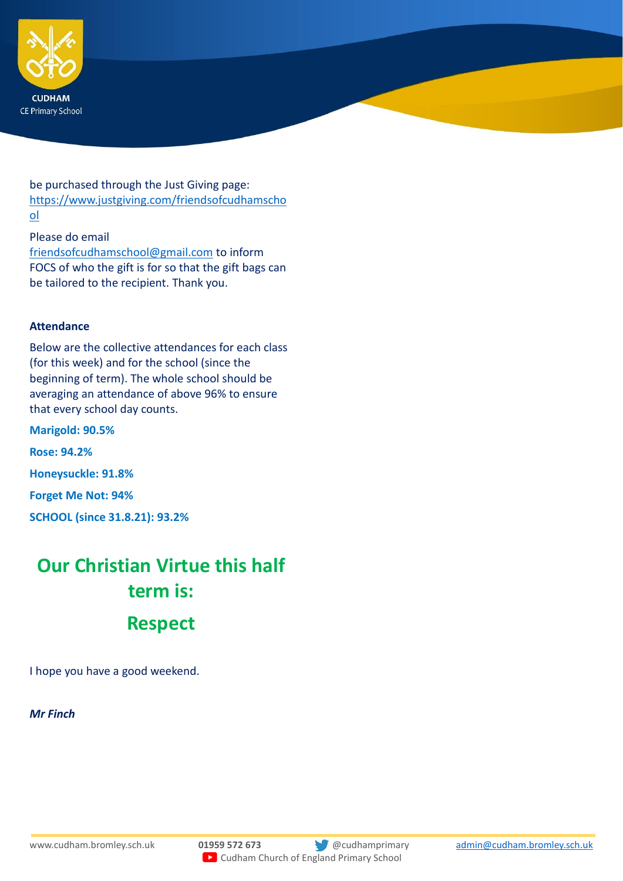be purchased through the Just Giving page: https://www.justgiving.com/friendsofcudhamschool

Please do email friendsofcudhamschool@gmail.com to inform FOCS of who the gift is for so that the gift bags can be tailored to the recipient. Thank you.

### Attendance

Below are the collective attendances for each class (for this week) and for the school (since the beginning of term). The whole school should be averaging an attendance of above 96% to ensure that every school day counts.

**Marigold: 90.5%**

**Rose: 94.2%**

**Honeysuckle: 91.8%**

**Forget Me Not: 94%**

**SCHOOL (since 31.8.21): 93.2%**

## Our Christian Virtue this half term is:

## Respect

I hope you have a good weekend.

***Mr Finch***